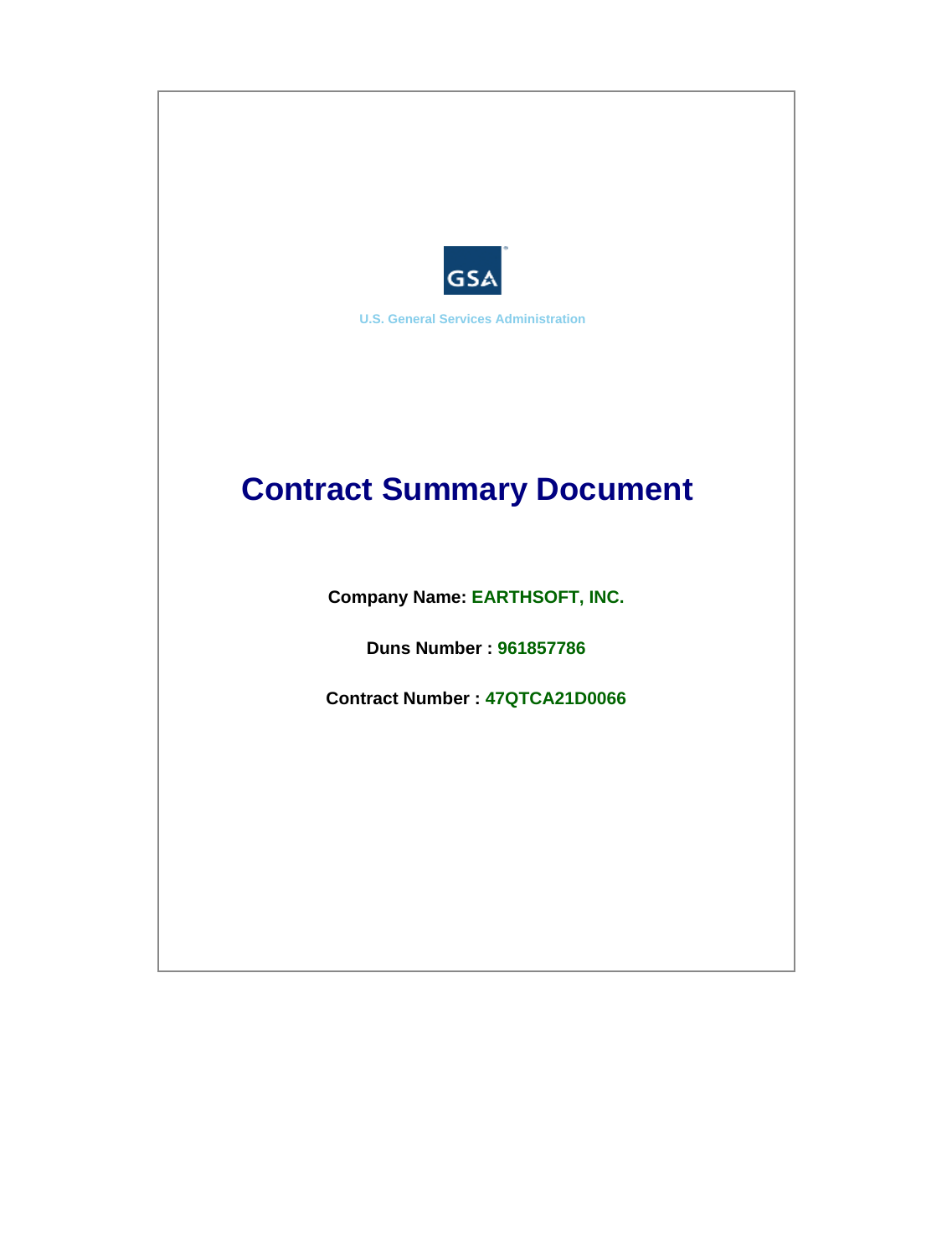GSA

U.S. General Services Administration

# Contract Summary Document

**Company Name:** EARTHSOFT, INC.

**Duns Number :** 961857786

**Contract Number :** 47QTCA21D0066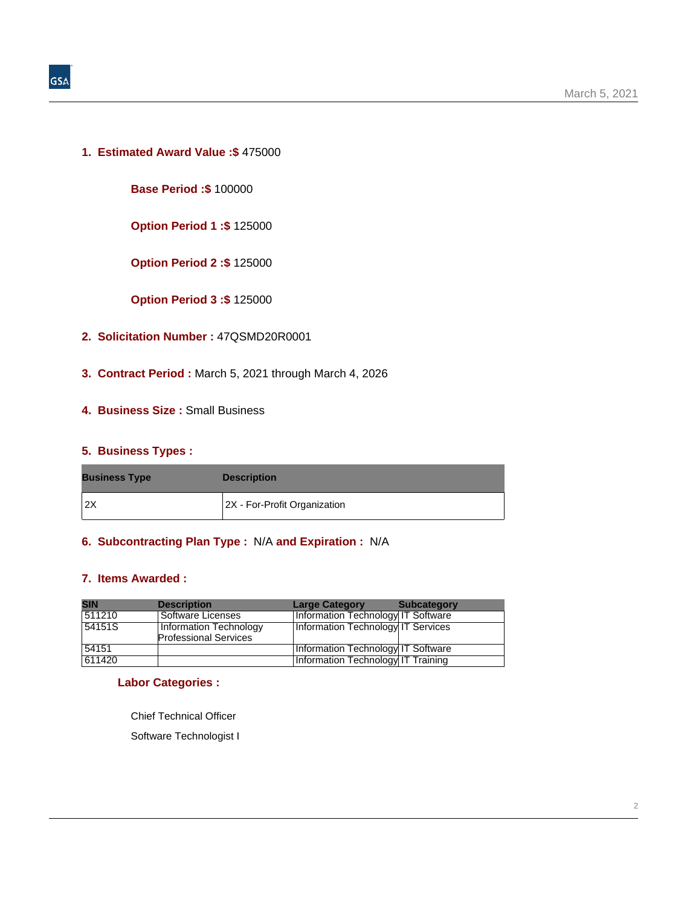1. **Estimated Award Value :$** 475000

    **Base Period :$** 100000

    **Option Period 1 :$** 125000

    **Option Period 2 :$** 125000

    **Option Period 3 :$** 125000

2. **Solicitation Number :** 47QSMD20R0001

3. **Contract Period :** March 5, 2021 through March 4, 2026

4. **Business Size :** Small Business

5. **Business Types :**

| Business Type | Description |
|---|---|
| 2X | 2X - For-Profit Organization |

6. **Subcontracting Plan Type :** N/A **and Expiration :** N/A

7. **Items Awarded :**

| SIN | Description | Large Category | Subcategory |
|---|---|---|---|
| 511210 | Software Licenses | Information Technology | IT Software |
| 54151S | Information Technology Professional Services | Information Technology | IT Services |
| 54151 | | Information Technology | IT Software |
| 611420 | | Information Technology | IT Training |

**Labor Categories :**

Chief Technical Officer

Software Technologist I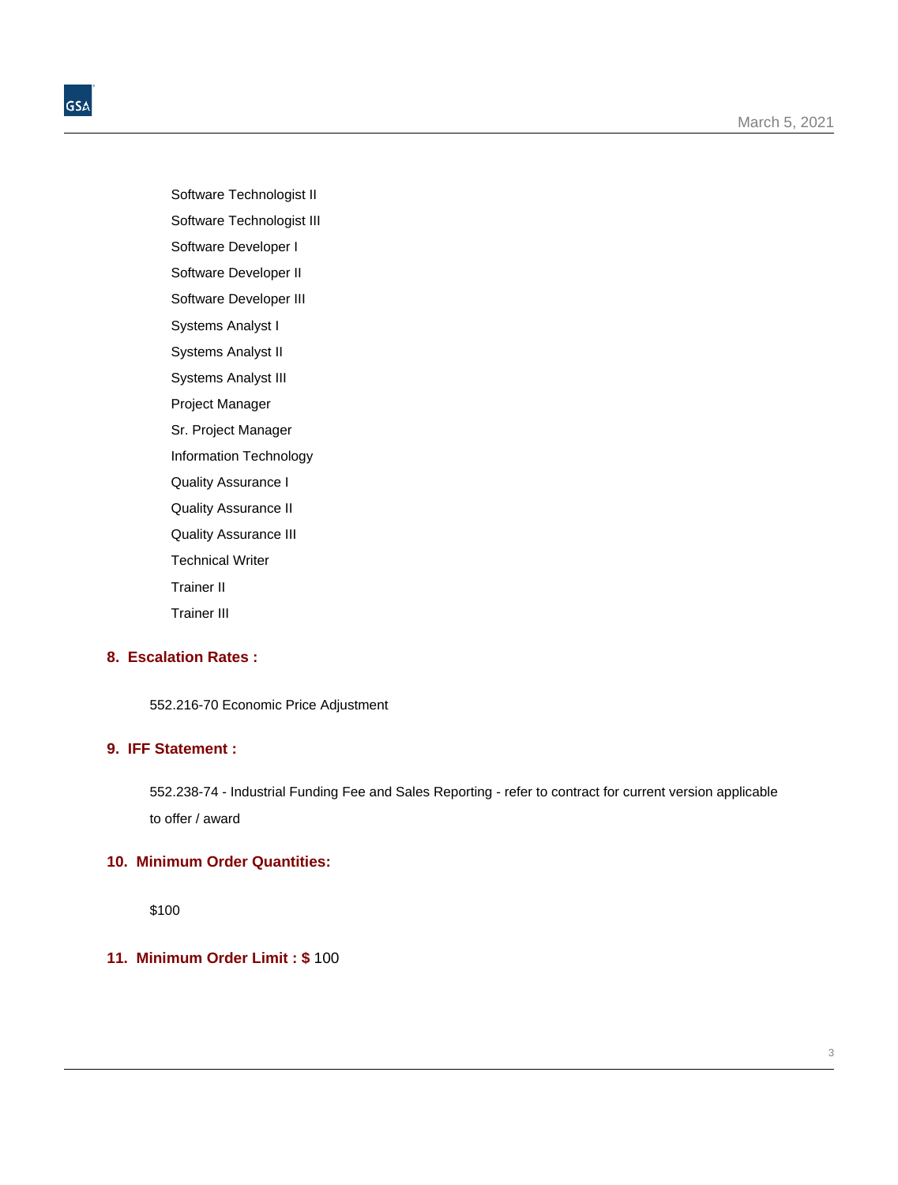- Software Technologist II
- Software Technologist III
- Software Developer I
- Software Developer II
- Software Developer III
- Systems Analyst I
- Systems Analyst II
- Systems Analyst III
- Project Manager
- Sr. Project Manager
- Information Technology
- Quality Assurance I
- Quality Assurance II
- Quality Assurance III
- Technical Writer
- Trainer II
- Trainer III

## 8. Escalation Rates :

552.216-70 Economic Price Adjustment

## 9. IFF Statement :

552.238-74 - Industrial Funding Fee and Sales Reporting - refer to contract for current version applicable to offer / award

## 10. Minimum Order Quantities:

$100

## 11. Minimum Order Limit : $ 100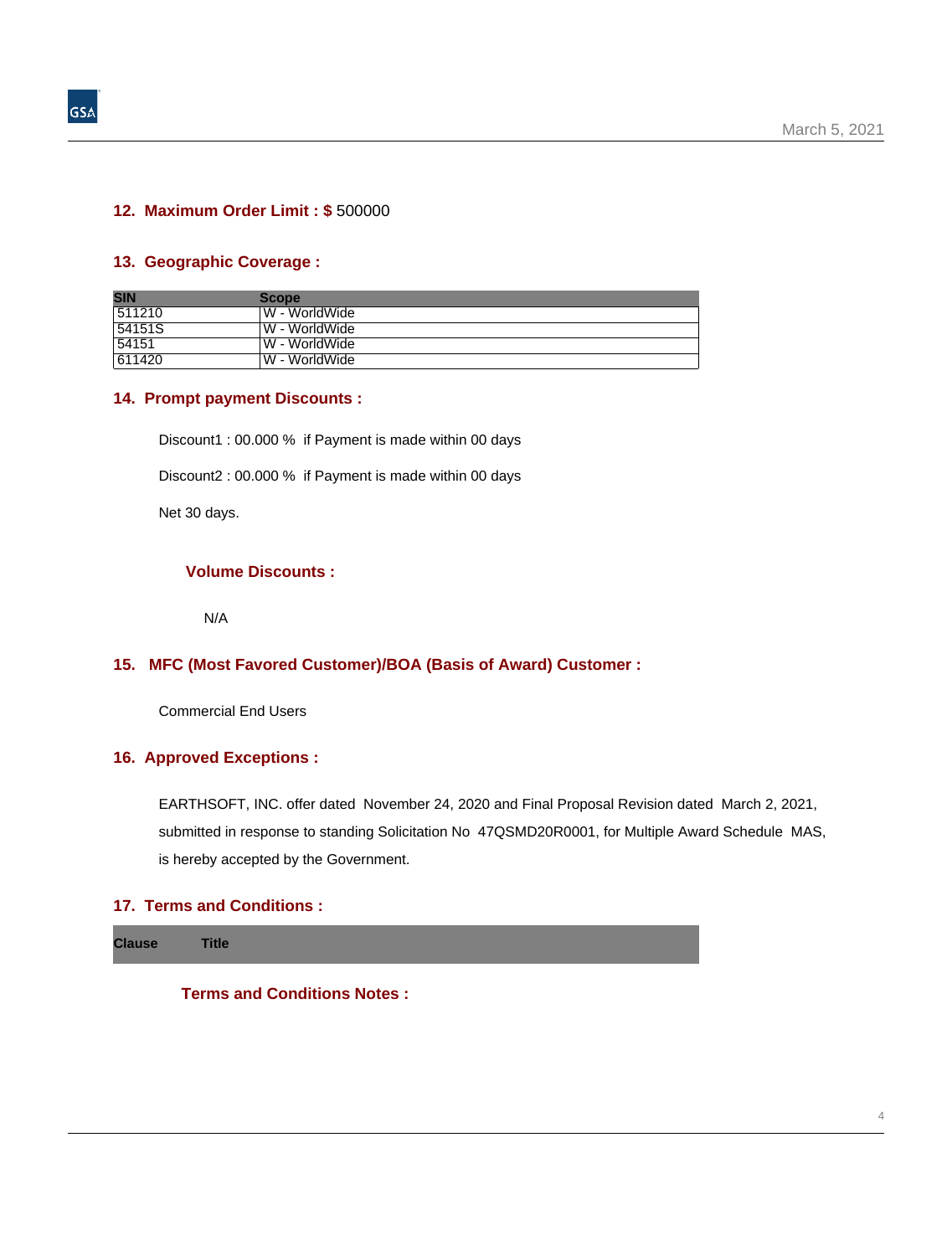## 12. Maximum Order Limit : $ 500000

## 13. Geographic Coverage :

| SIN | Scope |
| --- | --- |
| 511210 | W - WorldWide |
| 54151S | W - WorldWide |
| 54151 | W - WorldWide |
| 611420 | W - WorldWide |

## 14. Prompt payment Discounts :

Discount1 : 00.000 % if Payment is made within 00 days

Discount2 : 00.000 % if Payment is made within 00 days

Net 30 days.

### Volume Discounts :

N/A

## 15. MFC (Most Favored Customer)/BOA (Basis of Award) Customer :

Commercial End Users

## 16. Approved Exceptions :

EARTHSOFT, INC. offer dated November 24, 2020 and Final Proposal Revision dated March 2, 2021, submitted in response to standing Solicitation No 47QSMD20R0001, for Multiple Award Schedule MAS, is hereby accepted by the Government.

## 17. Terms and Conditions :

| Clause | Title |
| --- | --- |

### Terms and Conditions Notes :